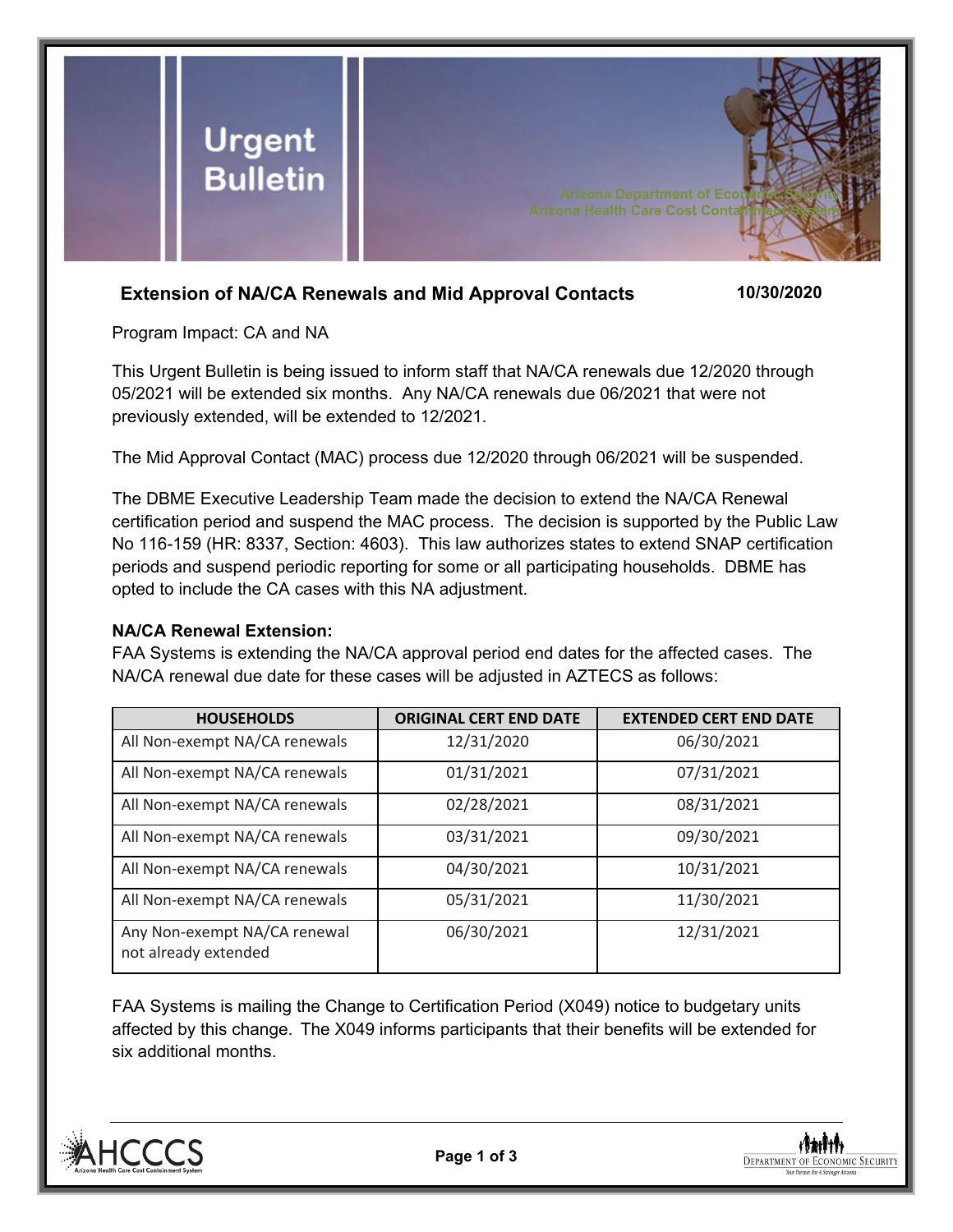# Urgent Bulletin

Arizona Department of Economic Security
Arizona Health Care Cost Containment System

## Extension of NA/CA Renewals and Mid Approval Contacts

**10/30/2020**

Program Impact: CA and NA

This Urgent Bulletin is being issued to inform staff that NA/CA renewals due 12/2020 through 05/2021 will be extended six months. Any NA/CA renewals due 06/2021 that were not previously extended, will be extended to 12/2021.

The Mid Approval Contact (MAC) process due 12/2020 through 06/2021 will be suspended.

The DBME Executive Leadership Team made the decision to extend the NA/CA Renewal certification period and suspend the MAC process. The decision is supported by the Public Law No 116-159 (HR: 8337, Section: 4603). This law authorizes states to extend SNAP certification periods and suspend periodic reporting for some or all participating households. DBME has opted to include the CA cases with this NA adjustment.

**NA/CA Renewal Extension:**

FAA Systems is extending the NA/CA approval period end dates for the affected cases. The NA/CA renewal due date for these cases will be adjusted in AZTECS as follows:

| HOUSEHOLDS | ORIGINAL CERT END DATE | EXTENDED CERT END DATE |
|---|---|---|
| All Non-exempt NA/CA renewals | 12/31/2020 | 06/30/2021 |
| All Non-exempt NA/CA renewals | 01/31/2021 | 07/31/2021 |
| All Non-exempt NA/CA renewals | 02/28/2021 | 08/31/2021 |
| All Non-exempt NA/CA renewals | 03/31/2021 | 09/30/2021 |
| All Non-exempt NA/CA renewals | 04/30/2021 | 10/31/2021 |
| All Non-exempt NA/CA renewals | 05/31/2021 | 11/30/2021 |
| Any Non-exempt NA/CA renewal not already extended | 06/30/2021 | 12/31/2021 |

FAA Systems is mailing the Change to Certification Period (X049) notice to budgetary units affected by this change. The X049 informs participants that their benefits will be extended for six additional months.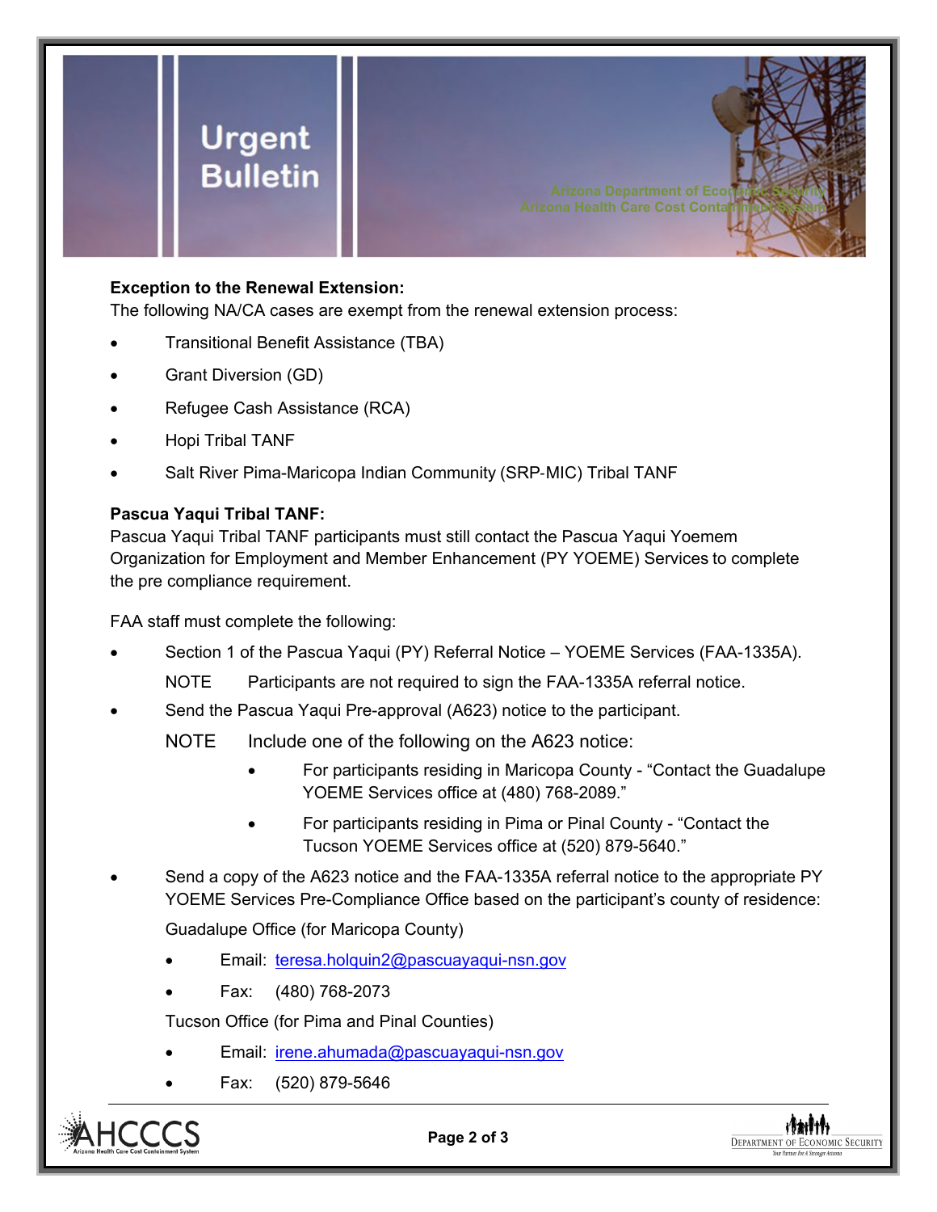**Exception to the Renewal Extension:**

The following NA/CA cases are exempt from the renewal extension process:

- Transitional Benefit Assistance (TBA)
- Grant Diversion (GD)
- Refugee Cash Assistance (RCA)
- Hopi Tribal TANF
- Salt River Pima-Maricopa Indian Community (SRP-MIC) Tribal TANF

**Pascua Yaqui Tribal TANF:**

Pascua Yaqui Tribal TANF participants must still contact the Pascua Yaqui Yoemem Organization for Employment and Member Enhancement (PY YOEME) Services to complete the pre compliance requirement.

FAA staff must complete the following:

- Section 1 of the Pascua Yaqui (PY) Referral Notice – YOEME Services (FAA-1335A).

  NOTE Participants are not required to sign the FAA-1335A referral notice.

- Send the Pascua Yaqui Pre-approval (A623) notice to the participant.

  NOTE Include one of the following on the A623 notice:

  - For participants residing in Maricopa County - "Contact the Guadalupe YOEME Services office at (480) 768-2089."
  - For participants residing in Pima or Pinal County - "Contact the Tucson YOEME Services office at (520) 879-5640."

- Send a copy of the A623 notice and the FAA-1335A referral notice to the appropriate PY YOEME Services Pre-Compliance Office based on the participant's county of residence:

  Guadalupe Office (for Maricopa County)

  - Email: teresa.holquin2@pascuayaqui-nsn.gov
  - Fax: (480) 768-2073

  Tucson Office (for Pima and Pinal Counties)

  - Email: irene.ahumada@pascuayaqui-nsn.gov
  - Fax: (520) 879-5646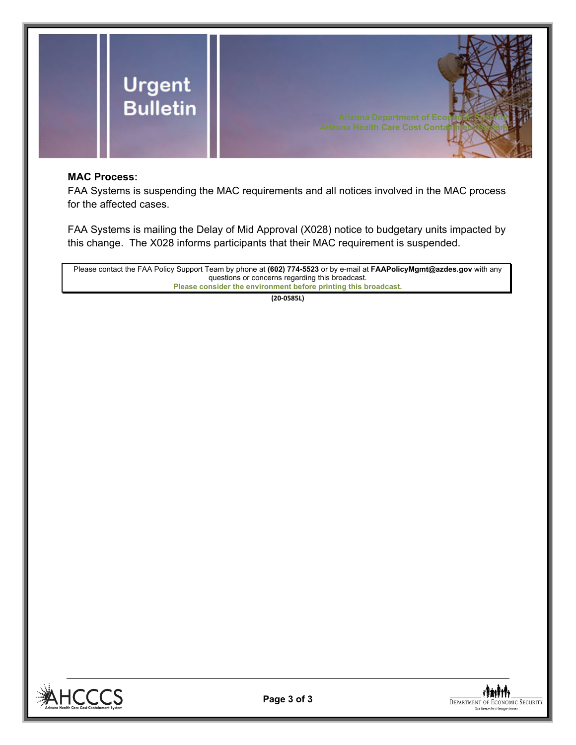**MAC Process:**

FAA Systems is suspending the MAC requirements and all notices involved in the MAC process for the affected cases.

FAA Systems is mailing the Delay of Mid Approval (X028) notice to budgetary units impacted by this change. The X028 informs participants that their MAC requirement is suspended.

Please contact the FAA Policy Support Team by phone at **(602) 774-5523** or by e-mail at **FAAPolicyMgmt@azdes.gov** with any questions or concerns regarding this broadcast.
**Please consider the environment before printing this broadcast.**

**(20-0585L)**